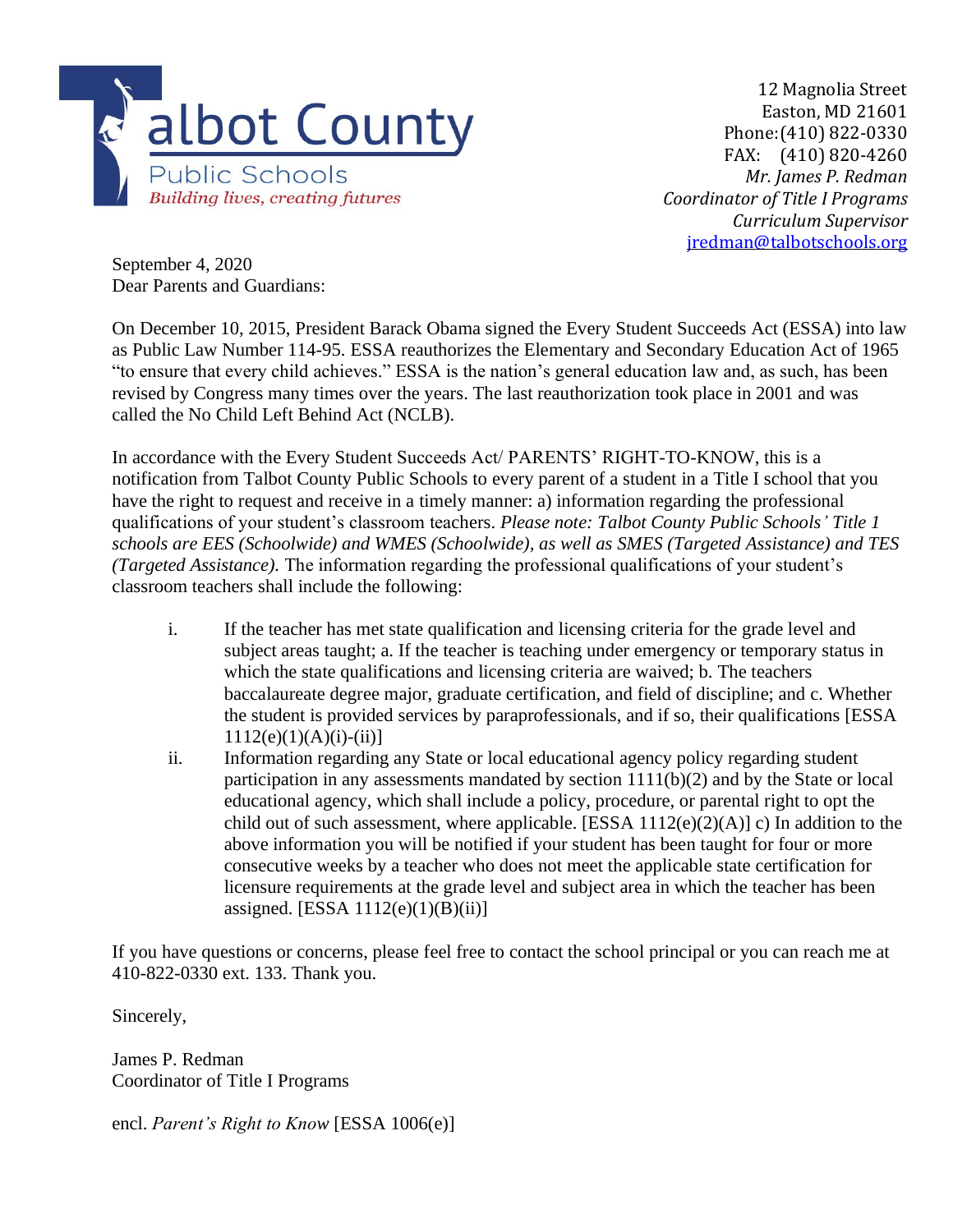**Talbot County Public Schools**
*Building lives, creating futures*

12 Magnolia Street
Easton, MD 21601
Phone: (410) 822-0330
FAX: (410) 820-4260
*Mr. James P. Redman*
*Coordinator of Title I Programs*
*Curriculum Supervisor*
jredman@talbotschools.org

September 4, 2020
Dear Parents and Guardians:

On December 10, 2015, President Barack Obama signed the Every Student Succeeds Act (ESSA) into law as Public Law Number 114-95. ESSA reauthorizes the Elementary and Secondary Education Act of 1965 "to ensure that every child achieves." ESSA is the nation's general education law and, as such, has been revised by Congress many times over the years. The last reauthorization took place in 2001 and was called the No Child Left Behind Act (NCLB).

In accordance with the Every Student Succeeds Act/ PARENTS' RIGHT-TO-KNOW, this is a notification from Talbot County Public Schools to every parent of a student in a Title I school that you have the right to request and receive in a timely manner: a) information regarding the professional qualifications of your student's classroom teachers. *Please note: Talbot County Public Schools' Title 1 schools are EES (Schoolwide) and WMES (Schoolwide), as well as SMES (Targeted Assistance) and TES (Targeted Assistance).* The information regarding the professional qualifications of your student's classroom teachers shall include the following:

i. If the teacher has met state qualification and licensing criteria for the grade level and subject areas taught; a. If the teacher is teaching under emergency or temporary status in which the state qualifications and licensing criteria are waived; b. The teachers baccalaureate degree major, graduate certification, and field of discipline; and c. Whether the student is provided services by paraprofessionals, and if so, their qualifications [ESSA 1112(e)(1)(A)(i)-(ii)]

ii. Information regarding any State or local educational agency policy regarding student participation in any assessments mandated by section 1111(b)(2) and by the State or local educational agency, which shall include a policy, procedure, or parental right to opt the child out of such assessment, where applicable. [ESSA 1112(e)(2)(A)] c) In addition to the above information you will be notified if your student has been taught for four or more consecutive weeks by a teacher who does not meet the applicable state certification for licensure requirements at the grade level and subject area in which the teacher has been assigned. [ESSA 1112(e)(1)(B)(ii)]

If you have questions or concerns, please feel free to contact the school principal or you can reach me at 410-822-0330 ext. 133. Thank you.

Sincerely,

James P. Redman
Coordinator of Title I Programs

encl. *Parent's Right to Know* [ESSA 1006(e)]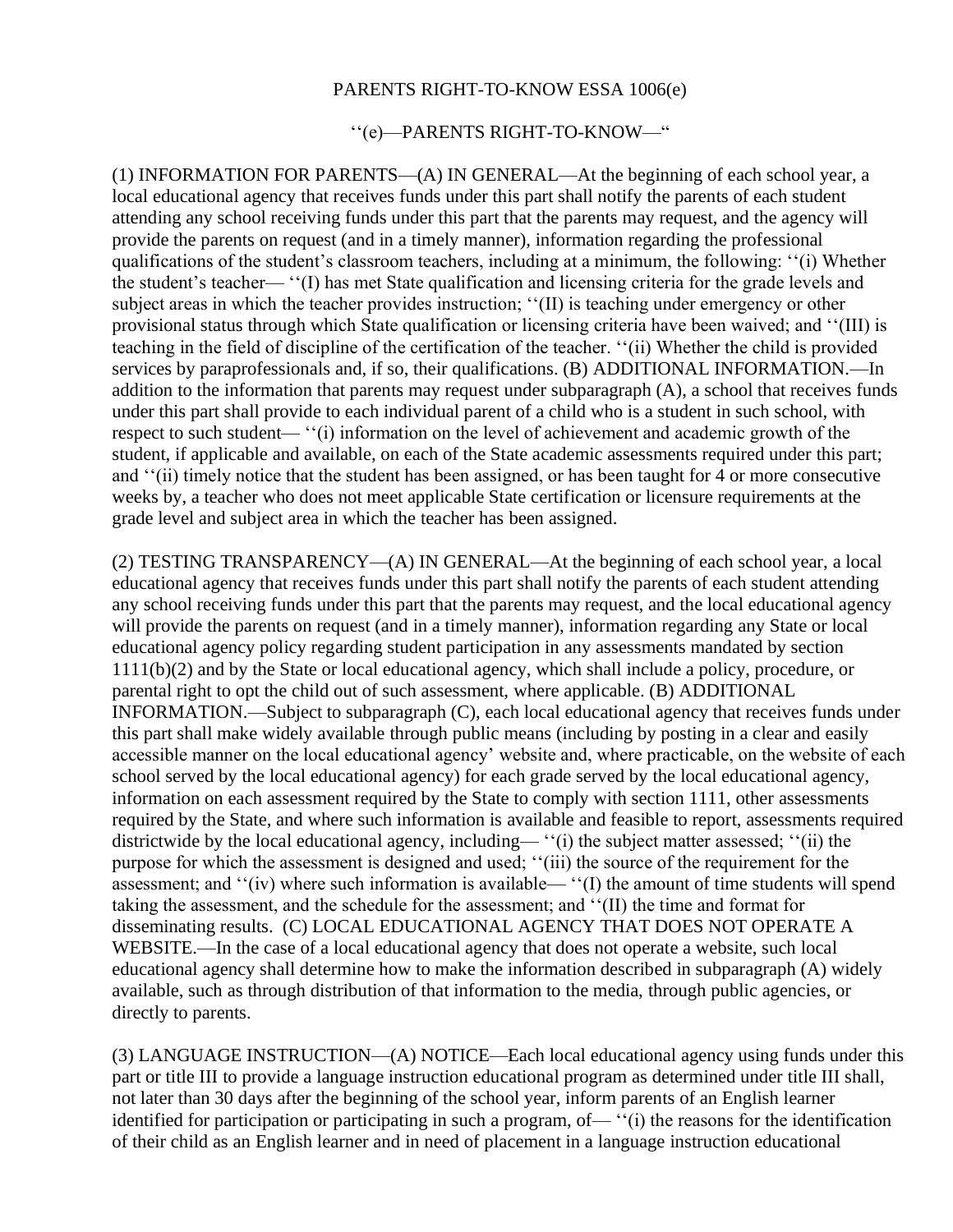PARENTS RIGHT-TO-KNOW ESSA 1006(e)

''(e)—PARENTS RIGHT-TO-KNOW—"

(1) INFORMATION FOR PARENTS—(A) IN GENERAL—At the beginning of each school year, a local educational agency that receives funds under this part shall notify the parents of each student attending any school receiving funds under this part that the parents may request, and the agency will provide the parents on request (and in a timely manner), information regarding the professional qualifications of the student's classroom teachers, including at a minimum, the following: ''(i) Whether the student's teacher— ''(I) has met State qualification and licensing criteria for the grade levels and subject areas in which the teacher provides instruction; ''(II) is teaching under emergency or other provisional status through which State qualification or licensing criteria have been waived; and ''(III) is teaching in the field of discipline of the certification of the teacher. ''(ii) Whether the child is provided services by paraprofessionals and, if so, their qualifications. (B) ADDITIONAL INFORMATION.—In addition to the information that parents may request under subparagraph (A), a school that receives funds under this part shall provide to each individual parent of a child who is a student in such school, with respect to such student— ''(i) information on the level of achievement and academic growth of the student, if applicable and available, on each of the State academic assessments required under this part; and ''(ii) timely notice that the student has been assigned, or has been taught for 4 or more consecutive weeks by, a teacher who does not meet applicable State certification or licensure requirements at the grade level and subject area in which the teacher has been assigned.

(2) TESTING TRANSPARENCY—(A) IN GENERAL—At the beginning of each school year, a local educational agency that receives funds under this part shall notify the parents of each student attending any school receiving funds under this part that the parents may request, and the local educational agency will provide the parents on request (and in a timely manner), information regarding any State or local educational agency policy regarding student participation in any assessments mandated by section 1111(b)(2) and by the State or local educational agency, which shall include a policy, procedure, or parental right to opt the child out of such assessment, where applicable. (B) ADDITIONAL INFORMATION.—Subject to subparagraph (C), each local educational agency that receives funds under this part shall make widely available through public means (including by posting in a clear and easily accessible manner on the local educational agency' website and, where practicable, on the website of each school served by the local educational agency) for each grade served by the local educational agency, information on each assessment required by the State to comply with section 1111, other assessments required by the State, and where such information is available and feasible to report, assessments required districtwide by the local educational agency, including— ''(i) the subject matter assessed; ''(ii) the purpose for which the assessment is designed and used; ''(iii) the source of the requirement for the assessment; and ''(iv) where such information is available— ''(I) the amount of time students will spend taking the assessment, and the schedule for the assessment; and ''(II) the time and format for disseminating results. (C) LOCAL EDUCATIONAL AGENCY THAT DOES NOT OPERATE A WEBSITE.—In the case of a local educational agency that does not operate a website, such local educational agency shall determine how to make the information described in subparagraph (A) widely available, such as through distribution of that information to the media, through public agencies, or directly to parents.

(3) LANGUAGE INSTRUCTION—(A) NOTICE—Each local educational agency using funds under this part or title III to provide a language instruction educational program as determined under title III shall, not later than 30 days after the beginning of the school year, inform parents of an English learner identified for participation or participating in such a program, of— ''(i) the reasons for the identification of their child as an English learner and in need of placement in a language instruction educational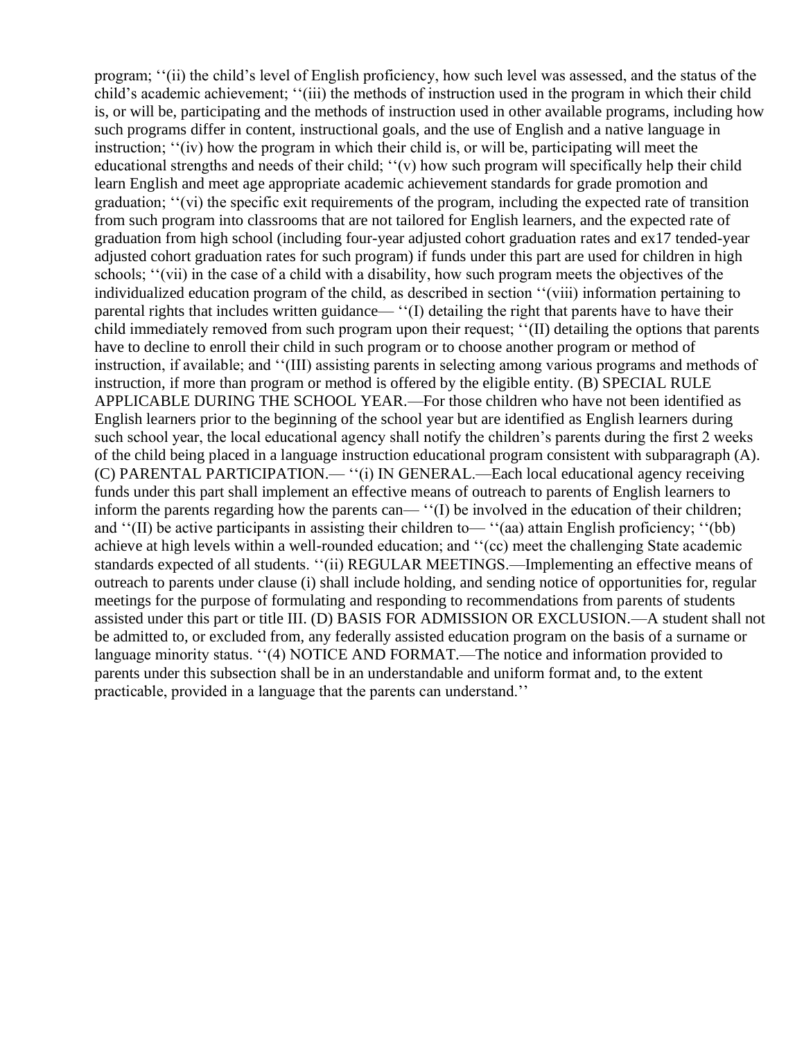program; ''(ii) the child's level of English proficiency, how such level was assessed, and the status of the child's academic achievement; ''(iii) the methods of instruction used in the program in which their child is, or will be, participating and the methods of instruction used in other available programs, including how such programs differ in content, instructional goals, and the use of English and a native language in instruction; ''(iv) how the program in which their child is, or will be, participating will meet the educational strengths and needs of their child; ''(v) how such program will specifically help their child learn English and meet age appropriate academic achievement standards for grade promotion and graduation; ''(vi) the specific exit requirements of the program, including the expected rate of transition from such program into classrooms that are not tailored for English learners, and the expected rate of graduation from high school (including four-year adjusted cohort graduation rates and ex17 tended-year adjusted cohort graduation rates for such program) if funds under this part are used for children in high schools; ''(vii) in the case of a child with a disability, how such program meets the objectives of the individualized education program of the child, as described in section ''(viii) information pertaining to parental rights that includes written guidance— ''(I) detailing the right that parents have to have their child immediately removed from such program upon their request; ''(II) detailing the options that parents have to decline to enroll their child in such program or to choose another program or method of instruction, if available; and ''(III) assisting parents in selecting among various programs and methods of instruction, if more than program or method is offered by the eligible entity. (B) SPECIAL RULE APPLICABLE DURING THE SCHOOL YEAR.—For those children who have not been identified as English learners prior to the beginning of the school year but are identified as English learners during such school year, the local educational agency shall notify the children's parents during the first 2 weeks of the child being placed in a language instruction educational program consistent with subparagraph (A). (C) PARENTAL PARTICIPATION.— ''(i) IN GENERAL.—Each local educational agency receiving funds under this part shall implement an effective means of outreach to parents of English learners to inform the parents regarding how the parents can— ''(I) be involved in the education of their children; and ''(II) be active participants in assisting their children to— ''(aa) attain English proficiency; ''(bb) achieve at high levels within a well-rounded education; and ''(cc) meet the challenging State academic standards expected of all students. ''(ii) REGULAR MEETINGS.—Implementing an effective means of outreach to parents under clause (i) shall include holding, and sending notice of opportunities for, regular meetings for the purpose of formulating and responding to recommendations from parents of students assisted under this part or title III. (D) BASIS FOR ADMISSION OR EXCLUSION.—A student shall not be admitted to, or excluded from, any federally assisted education program on the basis of a surname or language minority status. ''(4) NOTICE AND FORMAT.—The notice and information provided to parents under this subsection shall be in an understandable and uniform format and, to the extent practicable, provided in a language that the parents can understand.''